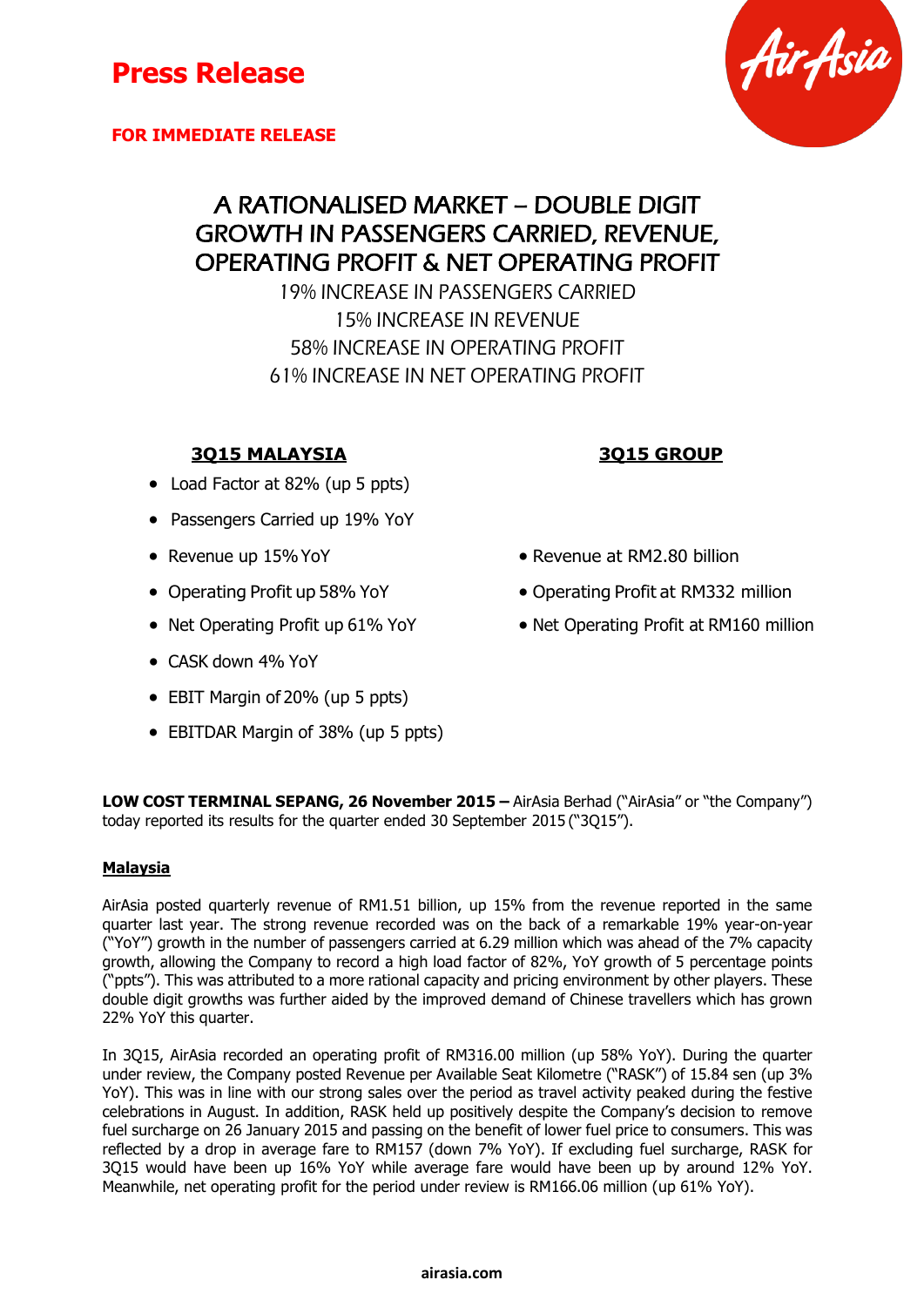# Press Release

**FOR IMMEDIATE RELEASE**

## A RATIONALISED MARKET – DOUBLE DIGIT GROWTH IN PASSENGERS CARRIED, REVENUE, OPERATING PROFIT & NET OPERATING PROFIT

19% INCREASE IN PASSENGERS CARRIED

15% INCREASE IN REVENUE

58% INCREASE IN OPERATING PROFIT

61% INCREASE IN NET OPERATING PROFIT

### 3Q15 MALAYSIA

- Load Factor at 82% (up 5 ppts)
- Passengers Carried up 19% YoY
- Revenue up 15% YoY
- Operating Profit up 58% YoY
- Net Operating Profit up 61% YoY
- CASK down 4% YoY
- EBIT Margin of 20% (up 5 ppts)
- EBITDAR Margin of 38% (up 5 ppts)

### 3Q15 GROUP

- Revenue at RM2.80 billion
- Operating Profit at RM332 million
- Net Operating Profit at RM160 million

**LOW COST TERMINAL SEPANG, 26 November 2015 –** AirAsia Berhad ("AirAsia" or "the Company") today reported its results for the quarter ended 30 September 2015 ("3Q15").

**Malaysia**

AirAsia posted quarterly revenue of RM1.51 billion, up 15% from the revenue reported in the same quarter last year. The strong revenue recorded was on the back of a remarkable 19% year-on-year ("YoY") growth in the number of passengers carried at 6.29 million which was ahead of the 7% capacity growth, allowing the Company to record a high load factor of 82%, YoY growth of 5 percentage points ("ppts"). This was attributed to a more rational capacity and pricing environment by other players. These double digit growths was further aided by the improved demand of Chinese travellers which has grown 22% YoY this quarter.

In 3Q15, AirAsia recorded an operating profit of RM316.00 million (up 58% YoY). During the quarter under review, the Company posted Revenue per Available Seat Kilometre ("RASK") of 15.84 sen (up 3% YoY). This was in line with our strong sales over the period as travel activity peaked during the festive celebrations in August. In addition, RASK held up positively despite the Company's decision to remove fuel surcharge on 26 January 2015 and passing on the benefit of lower fuel price to consumers. This was reflected by a drop in average fare to RM157 (down 7% YoY). If excluding fuel surcharge, RASK for 3Q15 would have been up 16% YoY while average fare would have been up by around 12% YoY. Meanwhile, net operating profit for the period under review is RM166.06 million (up 61% YoY).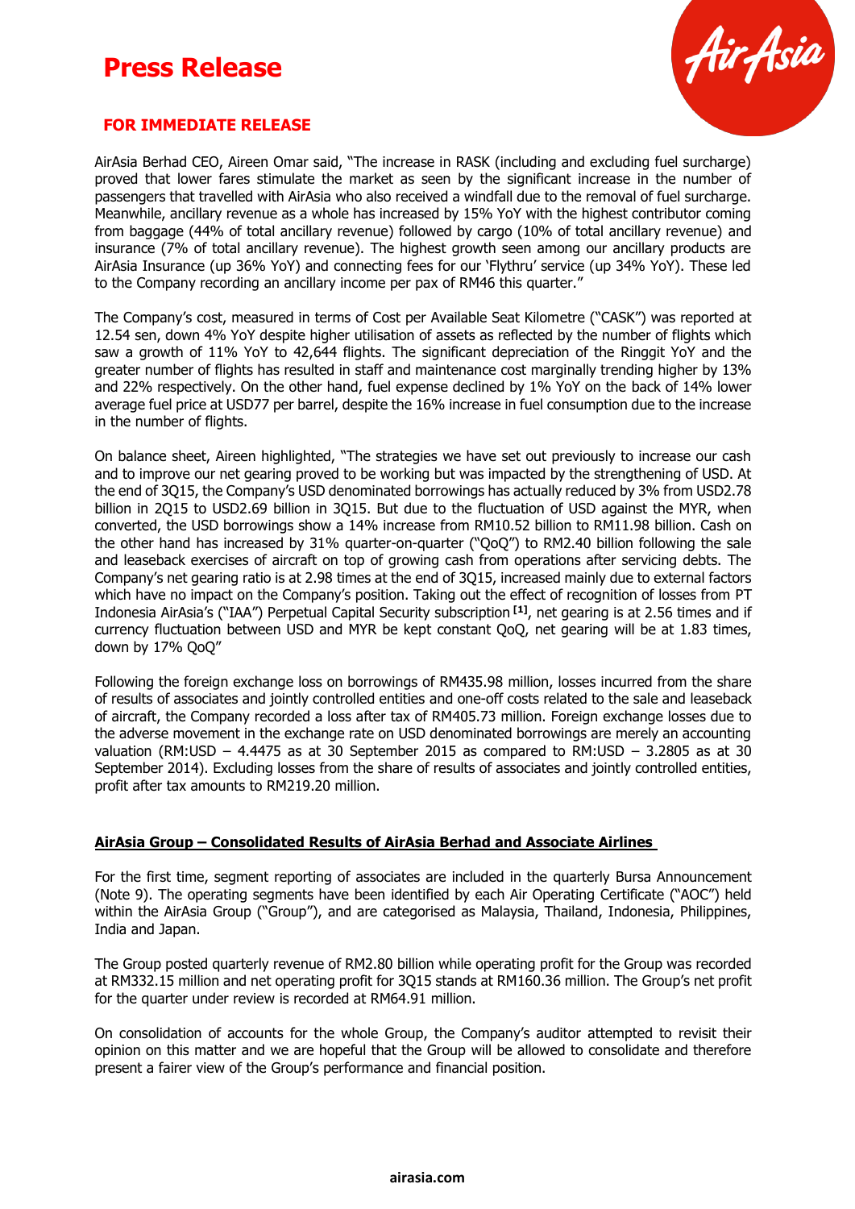# Press Release

**FOR IMMEDIATE RELEASE**

AirAsia Berhad CEO, Aireen Omar said, "The increase in RASK (including and excluding fuel surcharge) proved that lower fares stimulate the market as seen by the significant increase in the number of passengers that travelled with AirAsia who also received a windfall due to the removal of fuel surcharge. Meanwhile, ancillary revenue as a whole has increased by 15% YoY with the highest contributor coming from baggage (44% of total ancillary revenue) followed by cargo (10% of total ancillary revenue) and insurance (7% of total ancillary revenue). The highest growth seen among our ancillary products are AirAsia Insurance (up 36% YoY) and connecting fees for our 'Flythru' service (up 34% YoY). These led to the Company recording an ancillary income per pax of RM46 this quarter."

The Company's cost, measured in terms of Cost per Available Seat Kilometre ("CASK") was reported at 12.54 sen, down 4% YoY despite higher utilisation of assets as reflected by the number of flights which saw a growth of 11% YoY to 42,644 flights. The significant depreciation of the Ringgit YoY and the greater number of flights has resulted in staff and maintenance cost marginally trending higher by 13% and 22% respectively. On the other hand, fuel expense declined by 1% YoY on the back of 14% lower average fuel price at USD77 per barrel, despite the 16% increase in fuel consumption due to the increase in the number of flights.

On balance sheet, Aireen highlighted, "The strategies we have set out previously to increase our cash and to improve our net gearing proved to be working but was impacted by the strengthening of USD. At the end of 3Q15, the Company's USD denominated borrowings has actually reduced by 3% from USD2.78 billion in 2Q15 to USD2.69 billion in 3Q15. But due to the fluctuation of USD against the MYR, when converted, the USD borrowings show a 14% increase from RM10.52 billion to RM11.98 billion. Cash on the other hand has increased by 31% quarter-on-quarter ("QoQ") to RM2.40 billion following the sale and leaseback exercises of aircraft on top of growing cash from operations after servicing debts. The Company's net gearing ratio is at 2.98 times at the end of 3Q15, increased mainly due to external factors which have no impact on the Company's position. Taking out the effect of recognition of losses from PT Indonesia AirAsia's ("IAA") Perpetual Capital Security subscription [1], net gearing is at 2.56 times and if currency fluctuation between USD and MYR be kept constant QoQ, net gearing will be at 1.83 times, down by 17% QoQ"

Following the foreign exchange loss on borrowings of RM435.98 million, losses incurred from the share of results of associates and jointly controlled entities and one-off costs related to the sale and leaseback of aircraft, the Company recorded a loss after tax of RM405.73 million. Foreign exchange losses due to the adverse movement in the exchange rate on USD denominated borrowings are merely an accounting valuation (RM:USD – 4.4475 as at 30 September 2015 as compared to RM:USD – 3.2805 as at 30 September 2014). Excluding losses from the share of results of associates and jointly controlled entities, profit after tax amounts to RM219.20 million.

## AirAsia Group – Consolidated Results of AirAsia Berhad and Associate Airlines

For the first time, segment reporting of associates are included in the quarterly Bursa Announcement (Note 9). The operating segments have been identified by each Air Operating Certificate ("AOC") held within the AirAsia Group ("Group"), and are categorised as Malaysia, Thailand, Indonesia, Philippines, India and Japan.

The Group posted quarterly revenue of RM2.80 billion while operating profit for the Group was recorded at RM332.15 million and net operating profit for 3Q15 stands at RM160.36 million. The Group's net profit for the quarter under review is recorded at RM64.91 million.

On consolidation of accounts for the whole Group, the Company's auditor attempted to revisit their opinion on this matter and we are hopeful that the Group will be allowed to consolidate and therefore present a fairer view of the Group's performance and financial position.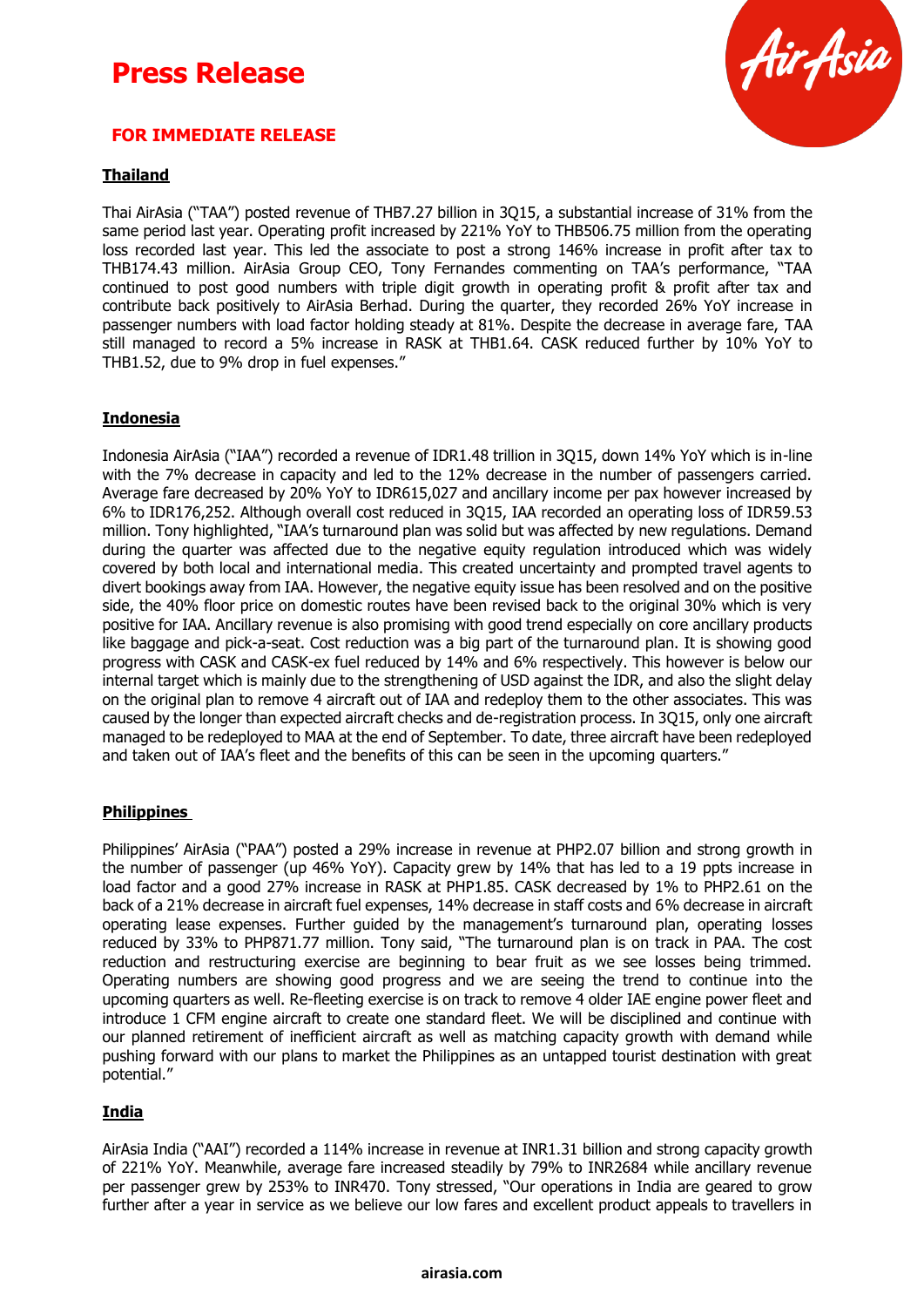# Press Release

**FOR IMMEDIATE RELEASE**

**Thailand**

Thai AirAsia ("TAA") posted revenue of THB7.27 billion in 3Q15, a substantial increase of 31% from the same period last year. Operating profit increased by 221% YoY to THB506.75 million from the operating loss recorded last year. This led the associate to post a strong 146% increase in profit after tax to THB174.43 million. AirAsia Group CEO, Tony Fernandes commenting on TAA's performance, "TAA continued to post good numbers with triple digit growth in operating profit & profit after tax and contribute back positively to AirAsia Berhad. During the quarter, they recorded 26% YoY increase in passenger numbers with load factor holding steady at 81%. Despite the decrease in average fare, TAA still managed to record a 5% increase in RASK at THB1.64. CASK reduced further by 10% YoY to THB1.52, due to 9% drop in fuel expenses."

**Indonesia**

Indonesia AirAsia ("IAA") recorded a revenue of IDR1.48 trillion in 3Q15, down 14% YoY which is in-line with the 7% decrease in capacity and led to the 12% decrease in the number of passengers carried. Average fare decreased by 20% YoY to IDR615,027 and ancillary income per pax however increased by 6% to IDR176,252. Although overall cost reduced in 3Q15, IAA recorded an operating loss of IDR59.53 million. Tony highlighted, "IAA's turnaround plan was solid but was affected by new regulations. Demand during the quarter was affected due to the negative equity regulation introduced which was widely covered by both local and international media. This created uncertainty and prompted travel agents to divert bookings away from IAA. However, the negative equity issue has been resolved and on the positive side, the 40% floor price on domestic routes have been revised back to the original 30% which is very positive for IAA. Ancillary revenue is also promising with good trend especially on core ancillary products like baggage and pick-a-seat. Cost reduction was a big part of the turnaround plan. It is showing good progress with CASK and CASK-ex fuel reduced by 14% and 6% respectively. This however is below our internal target which is mainly due to the strengthening of USD against the IDR, and also the slight delay on the original plan to remove 4 aircraft out of IAA and redeploy them to the other associates. This was caused by the longer than expected aircraft checks and de-registration process. In 3Q15, only one aircraft managed to be redeployed to MAA at the end of September. To date, three aircraft have been redeployed and taken out of IAA's fleet and the benefits of this can be seen in the upcoming quarters."

**Philippines**

Philippines' AirAsia ("PAA") posted a 29% increase in revenue at PHP2.07 billion and strong growth in the number of passenger (up 46% YoY). Capacity grew by 14% that has led to a 19 ppts increase in load factor and a good 27% increase in RASK at PHP1.85. CASK decreased by 1% to PHP2.61 on the back of a 21% decrease in aircraft fuel expenses, 14% decrease in staff costs and 6% decrease in aircraft operating lease expenses. Further guided by the management's turnaround plan, operating losses reduced by 33% to PHP871.77 million. Tony said, "The turnaround plan is on track in PAA. The cost reduction and restructuring exercise are beginning to bear fruit as we see losses being trimmed. Operating numbers are showing good progress and we are seeing the trend to continue into the upcoming quarters as well. Re-fleeting exercise is on track to remove 4 older IAE engine power fleet and introduce 1 CFM engine aircraft to create one standard fleet. We will be disciplined and continue with our planned retirement of inefficient aircraft as well as matching capacity growth with demand while pushing forward with our plans to market the Philippines as an untapped tourist destination with great potential."

**India**

AirAsia India ("AAI") recorded a 114% increase in revenue at INR1.31 billion and strong capacity growth of 221% YoY. Meanwhile, average fare increased steadily by 79% to INR2684 while ancillary revenue per passenger grew by 253% to INR470. Tony stressed, "Our operations in India are geared to grow further after a year in service as we believe our low fares and excellent product appeals to travellers in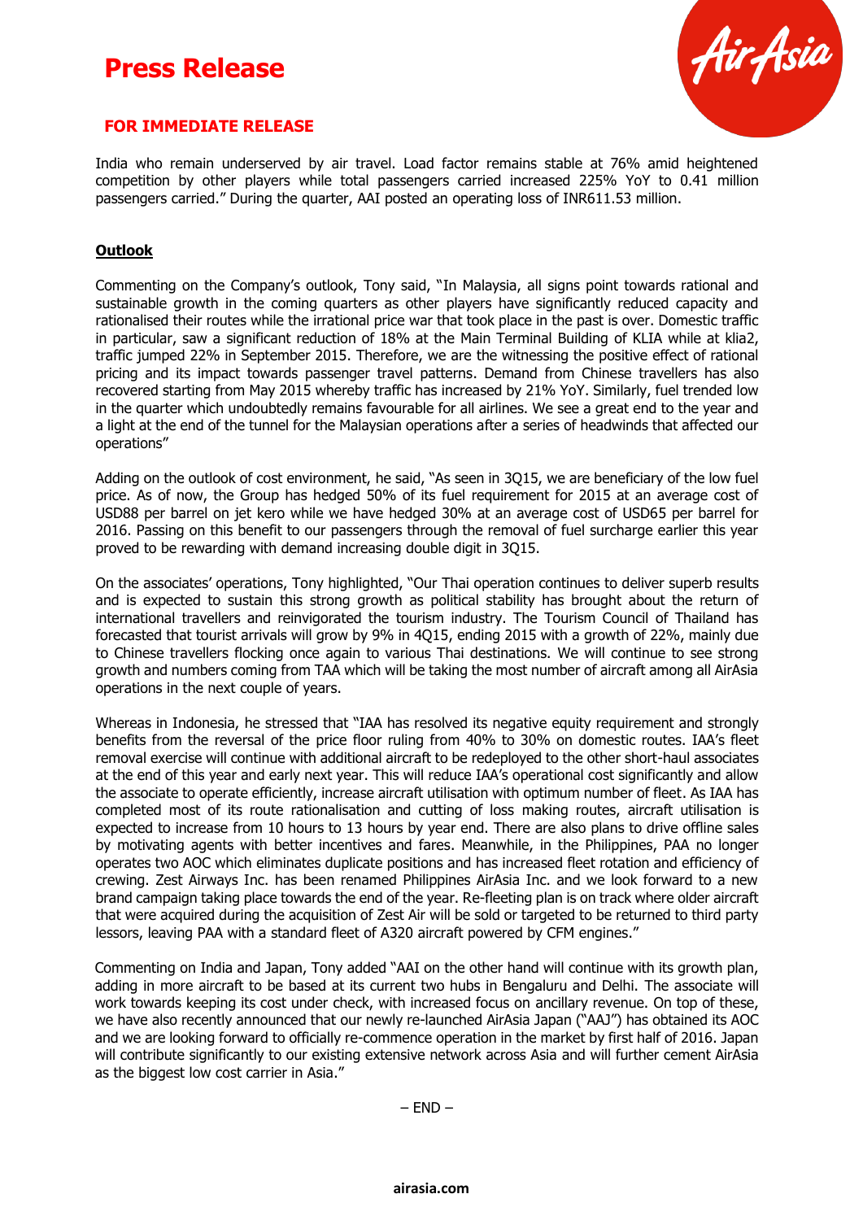# Press Release

**FOR IMMEDIATE RELEASE**

India who remain underserved by air travel. Load factor remains stable at 76% amid heightened competition by other players while total passengers carried increased 225% YoY to 0.41 million passengers carried." During the quarter, AAI posted an operating loss of INR611.53 million.

**Outlook**

Commenting on the Company's outlook, Tony said, "In Malaysia, all signs point towards rational and sustainable growth in the coming quarters as other players have significantly reduced capacity and rationalised their routes while the irrational price war that took place in the past is over. Domestic traffic in particular, saw a significant reduction of 18% at the Main Terminal Building of KLIA while at klia2, traffic jumped 22% in September 2015. Therefore, we are the witnessing the positive effect of rational pricing and its impact towards passenger travel patterns. Demand from Chinese travellers has also recovered starting from May 2015 whereby traffic has increased by 21% YoY. Similarly, fuel trended low in the quarter which undoubtedly remains favourable for all airlines. We see a great end to the year and a light at the end of the tunnel for the Malaysian operations after a series of headwinds that affected our operations"

Adding on the outlook of cost environment, he said, "As seen in 3Q15, we are beneficiary of the low fuel price. As of now, the Group has hedged 50% of its fuel requirement for 2015 at an average cost of USD88 per barrel on jet kero while we have hedged 30% at an average cost of USD65 per barrel for 2016. Passing on this benefit to our passengers through the removal of fuel surcharge earlier this year proved to be rewarding with demand increasing double digit in 3Q15.

On the associates' operations, Tony highlighted, "Our Thai operation continues to deliver superb results and is expected to sustain this strong growth as political stability has brought about the return of international travellers and reinvigorated the tourism industry. The Tourism Council of Thailand has forecasted that tourist arrivals will grow by 9% in 4Q15, ending 2015 with a growth of 22%, mainly due to Chinese travellers flocking once again to various Thai destinations. We will continue to see strong growth and numbers coming from TAA which will be taking the most number of aircraft among all AirAsia operations in the next couple of years.

Whereas in Indonesia, he stressed that "IAA has resolved its negative equity requirement and strongly benefits from the reversal of the price floor ruling from 40% to 30% on domestic routes. IAA's fleet removal exercise will continue with additional aircraft to be redeployed to the other short-haul associates at the end of this year and early next year. This will reduce IAA's operational cost significantly and allow the associate to operate efficiently, increase aircraft utilisation with optimum number of fleet. As IAA has completed most of its route rationalisation and cutting of loss making routes, aircraft utilisation is expected to increase from 10 hours to 13 hours by year end. There are also plans to drive offline sales by motivating agents with better incentives and fares. Meanwhile, in the Philippines, PAA no longer operates two AOC which eliminates duplicate positions and has increased fleet rotation and efficiency of crewing. Zest Airways Inc. has been renamed Philippines AirAsia Inc. and we look forward to a new brand campaign taking place towards the end of the year. Re-fleeting plan is on track where older aircraft that were acquired during the acquisition of Zest Air will be sold or targeted to be returned to third party lessors, leaving PAA with a standard fleet of A320 aircraft powered by CFM engines."

Commenting on India and Japan, Tony added "AAI on the other hand will continue with its growth plan, adding in more aircraft to be based at its current two hubs in Bengaluru and Delhi. The associate will work towards keeping its cost under check, with increased focus on ancillary revenue. On top of these, we have also recently announced that our newly re-launched AirAsia Japan ("AAJ") has obtained its AOC and we are looking forward to officially re-commence operation in the market by first half of 2016. Japan will contribute significantly to our existing extensive network across Asia and will further cement AirAsia as the biggest low cost carrier in Asia."

– END –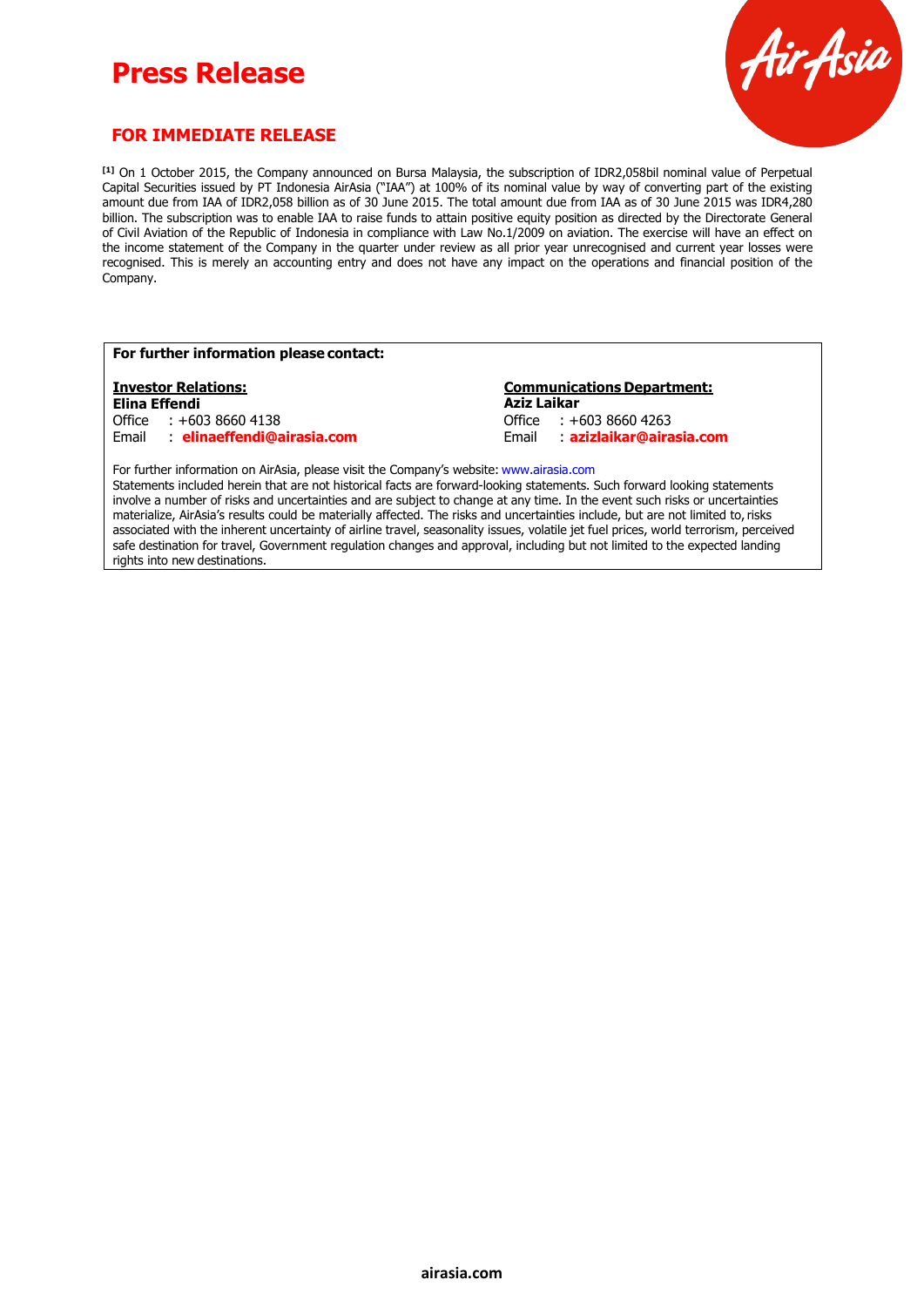# Press Release

## FOR IMMEDIATE RELEASE

[1] On 1 October 2015, the Company announced on Bursa Malaysia, the subscription of IDR2,058bil nominal value of Perpetual Capital Securities issued by PT Indonesia AirAsia ("IAA") at 100% of its nominal value by way of converting part of the existing amount due from IAA of IDR2,058 billion as of 30 June 2015. The total amount due from IAA as of 30 June 2015 was IDR4,280 billion. The subscription was to enable IAA to raise funds to attain positive equity position as directed by the Directorate General of Civil Aviation of the Republic of Indonesia in compliance with Law No.1/2009 on aviation. The exercise will have an effect on the income statement of the Company in the quarter under review as all prior year unrecognised and current year losses were recognised. This is merely an accounting entry and does not have any impact on the operations and financial position of the Company.

**For further information please contact:**

**Investor Relations:**
**Elina Effendi**
Office : +603 8660 4138
Email : **elinaeffendi@airasia.com**

**Communications Department:**
**Aziz Laikar**
Office : +603 8660 4263
Email : **azizlaikar@airasia.com**

For further information on AirAsia, please visit the Company's website: www.airasia.com
Statements included herein that are not historical facts are forward-looking statements. Such forward looking statements involve a number of risks and uncertainties and are subject to change at any time. In the event such risks or uncertainties materialize, AirAsia's results could be materially affected. The risks and uncertainties include, but are not limited to, risks associated with the inherent uncertainty of airline travel, seasonality issues, volatile jet fuel prices, world terrorism, perceived safe destination for travel, Government regulation changes and approval, including but not limited to the expected landing rights into new destinations.